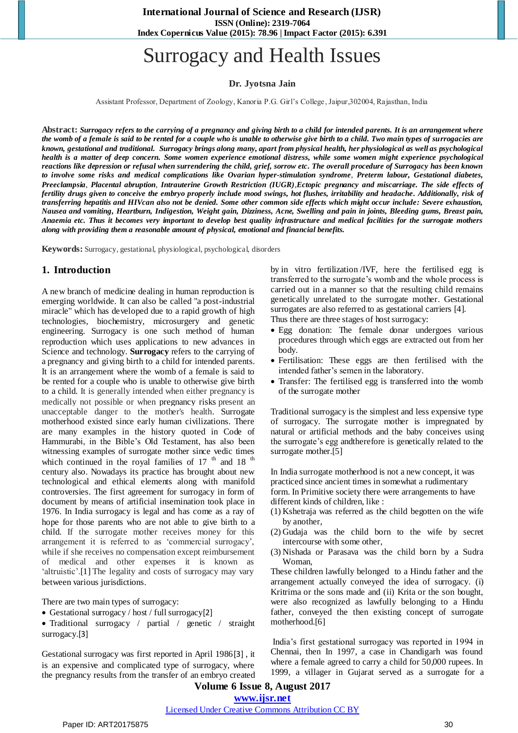// Surrogacy and Health Issues

# Surrogacy and Health Issues

**Dr. Jyotsna Jain**

Assistant Professor, Department of Zoology, Kanoria P.G. Girl's College, Jaipur,302004, Rajasthan, India

**Abstract:** ***Surrogacy refers to the carrying of a pregnancy and giving birth to a child for intended parents. It is an arrangement where the womb of a female is said to be rented for a couple who is unable to otherwise give birth to a child. Two main types of surrogacies are known, gestational and traditional. Surrogacy brings along many, apart from physical health, her physiological as well as psychological health is a matter of deep concern. Some women experience emotional distress, while some women might experience psychological reactions like depression or refusal when surrendering the child, grief, sorrow etc. The overall procedure of Surrogacy has been known to involve some risks and medical complications like Ovarian hyper-stimulation syndrome, Preterm labour, Gestational diabetes, Preeclampsia, Placental abruption, Intrauterine Growth Restriction (IUGR),Ectopic pregnancy and miscarriage. The side effects of fertility drugs given to conceive the embryo properly include mood swings, hot flushes, irritability and headache. Additionally, risk of transferring hepatitis and HIVcan also not be denied. Some other common side effects which might occur include: Severe exhaustion, Nausea and vomiting, Heartburn, Indigestion, Weight gain, Dizziness, Acne, Swelling and pain in joints, Bleeding gums, Breast pain, Anaemia etc. Thus it becomes very important to develop best quality infrastructure and medical facilities for the surrogate mothers along with providing them a reasonable amount of physical, emotional and financial benefits.***

**Keywords:** Surrogacy, gestational, physiological, psychological, disorders

## 1. Introduction

A new branch of medicine dealing in human reproduction is emerging worldwide. It can also be called "a post-industrial miracle" which has developed due to a rapid growth of high technologies, biochemistry, microsurgery and genetic engineering. Surrogacy is one such method of human reproduction which uses applications to new advances in Science and technology. **Surrogacy** refers to the carrying of a pregnancy and giving birth to a child for intended parents. It is an arrangement where the womb of a female is said to be rented for a couple who is unable to otherwise give birth to a child. It is generally intended when either pregnancy is medically not possible or when pregnancy risks present an unacceptable danger to the mother's health. Surrogate motherhood existed since early human civilizations. There are many examples in the history quoted in Code of Hammurabi, in the Bible's Old Testament, has also been witnessing examples of surrogate mother since vedic times which continued in the royal families of 17 th and 18 th century also. Nowadays its practice has brought about new technological and ethical elements along with manifold controversies. The first agreement for surrogacy in form of document by means of artificial insemination took place in 1976. In India surrogacy is legal and has come as a ray of hope for those parents who are not able to give birth to a child. If the surrogate mother receives money for this arrangement it is referred to as 'commercial surrogacy', while if she receives no compensation except reimbursement of medical and other expenses it is known as 'altruistic'.[1] The legality and costs of surrogacy may vary between various jurisdictions.

There are two main types of surrogacy:

- Gestational surrogacy / host / full surrogacy[2]
- Traditional surrogacy / partial / genetic / straight surrogacy.[3]

Gestational surrogacy was first reported in April 1986[3] , it is an expensive and complicated type of surrogacy, where the pregnancy results from the transfer of an embryo created by in vitro fertilization /IVF, here the fertilised egg is transferred to the surrogate's womb and the whole process is carried out in a manner so that the resulting child remains genetically unrelated to the surrogate mother. Gestational surrogates are also referred to as gestational carriers [4].
Thus there are three stages of host surrogacy:

- Egg donation: The female donar undergoes various procedures through which eggs are extracted out from her body.
- Fertilisation: These eggs are then fertilised with the intended father's semen in the laboratory.
- Transfer: The fertilised egg is transferred into the womb of the surrogate mother

Traditional surrogacy is the simplest and less expensive type of surrogacy. The surrogate mother is impregnated by natural or artificial methods and the baby conceives using the surrogate's egg andtherefore is genetically related to the surrogate mother.[5]

In India surrogate motherhood is not a new concept, it was practiced since ancient times in somewhat a rudimentary form. In Primitive society there were arrangements to have different kinds of children, like :

(1) Kshetraja was referred as the child begotten on the wife by another,
(2) Gudaja was the child born to the wife by secret intercourse with some other,
(3) Nishada or Parasava was the child born by a Sudra Woman,

These children lawfully belonged to a Hindu father and the arrangement actually conveyed the idea of surrogacy. (i) Kritrima or the sons made and (ii) Krita or the son bought, were also recognized as lawfully belonging to a Hindu father, conveyed the then existing concept of surrogate motherhood.[6]

India's first gestational surrogacy was reported in 1994 in Chennai, then In 1997, a case in Chandigarh was found where a female agreed to carry a child for 50,000 rupees. In 1999, a villager in Gujarat served as a surrogate for a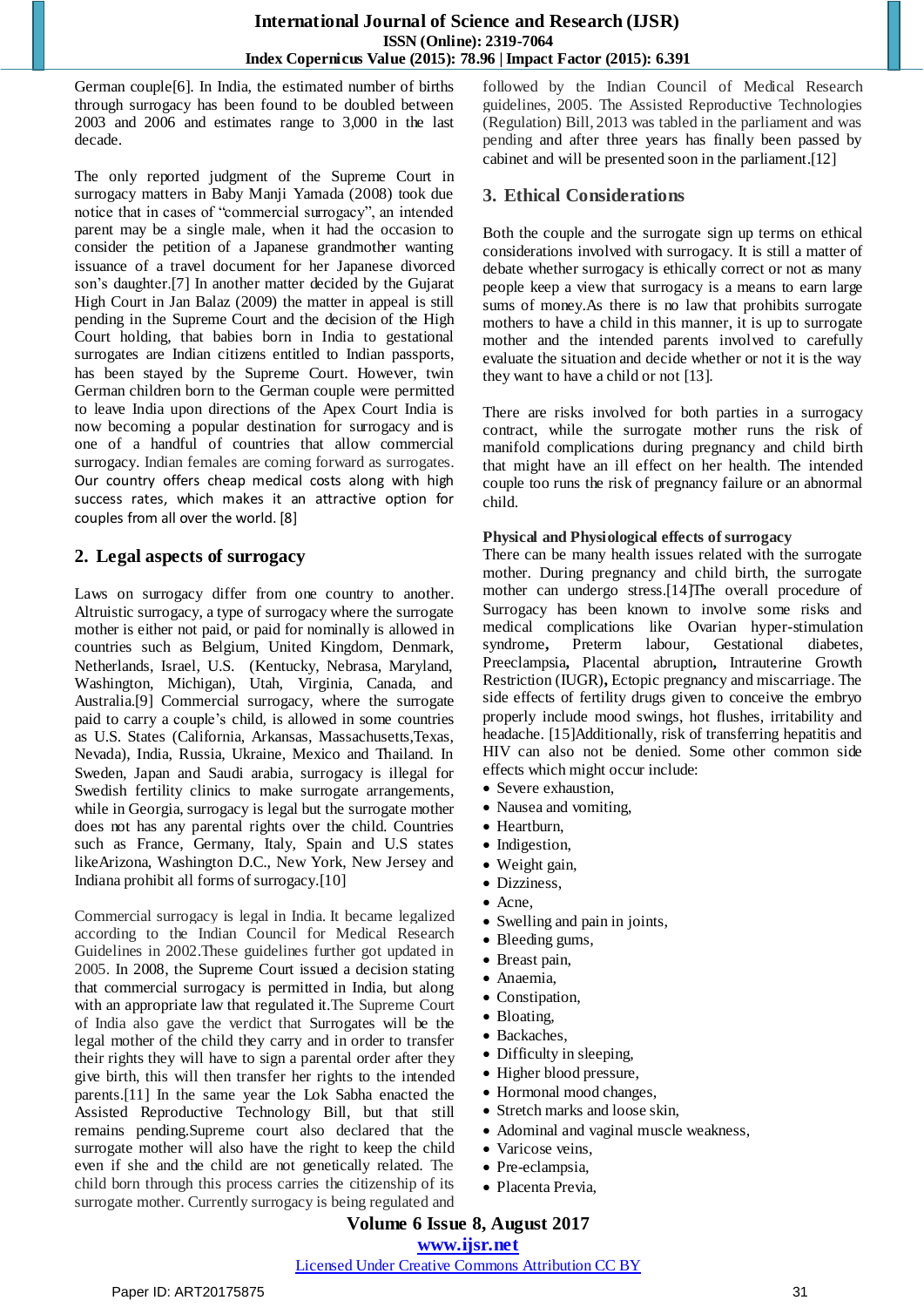German couple[6]. In India, the estimated number of births through surrogacy has been found to be doubled between 2003 and 2006 and estimates range to 3,000 in the last decade.

The only reported judgment of the Supreme Court in surrogacy matters in Baby Manji Yamada (2008) took due notice that in cases of "commercial surrogacy", an intended parent may be a single male, when it had the occasion to consider the petition of a Japanese grandmother wanting issuance of a travel document for her Japanese divorced son's daughter.[7] In another matter decided by the Gujarat High Court in Jan Balaz (2009) the matter in appeal is still pending in the Supreme Court and the decision of the High Court holding, that babies born in India to gestational surrogates are Indian citizens entitled to Indian passports, has been stayed by the Supreme Court. However, twin German children born to the German couple were permitted to leave India upon directions of the Apex Court India is now becoming a popular destination for surrogacy and is one of a handful of countries that allow commercial surrogacy. Indian females are coming forward as surrogates. Our country offers cheap medical costs along with high success rates, which makes it an attractive option for couples from all over the world. [8]

## 2. Legal aspects of surrogacy

Laws on surrogacy differ from one country to another. Altruistic surrogacy, a type of surrogacy where the surrogate mother is either not paid, or paid for nominally is allowed in countries such as Belgium, United Kingdom, Denmark, Netherlands, Israel, U.S. (Kentucky, Nebrasa, Maryland, Washington, Michigan), Utah, Virginia, Canada, and Australia.[9] Commercial surrogacy, where the surrogate paid to carry a couple's child, is allowed in some countries as U.S. States (California, Arkansas, Massachusetts,Texas, Nevada), India, Russia, Ukraine, Mexico and Thailand. In Sweden, Japan and Saudi arabia, surrogacy is illegal for Swedish fertility clinics to make surrogate arrangements, while in Georgia, surrogacy is legal but the surrogate mother does not has any parental rights over the child. Countries such as France, Germany, Italy, Spain and U.S states likeArizona, Washington D.C., New York, New Jersey and Indiana prohibit all forms of surrogacy.[10]

Commercial surrogacy is legal in India. It became legalized according to the Indian Council for Medical Research Guidelines in 2002.These guidelines further got updated in 2005. In 2008, the Supreme Court issued a decision stating that commercial surrogacy is permitted in India, but along with an appropriate law that regulated it.The Supreme Court of India also gave the verdict that Surrogates will be the legal mother of the child they carry and in order to transfer their rights they will have to sign a parental order after they give birth, this will then transfer her rights to the intended parents.[11] In the same year the Lok Sabha enacted the Assisted Reproductive Technology Bill, but that still remains pending.Supreme court also declared that the surrogate mother will also have the right to keep the child even if she and the child are not genetically related. The child born through this process carries the citizenship of its surrogate mother. Currently surrogacy is being regulated and followed by the Indian Council of Medical Research guidelines, 2005. The Assisted Reproductive Technologies (Regulation) Bill, 2013 was tabled in the parliament and was pending and after three years has finally been passed by cabinet and will be presented soon in the parliament.[12]

## 3. Ethical Considerations

Both the couple and the surrogate sign up terms on ethical considerations involved with surrogacy. It is still a matter of debate whether surrogacy is ethically correct or not as many people keep a view that surrogacy is a means to earn large sums of money.As there is no law that prohibits surrogate mothers to have a child in this manner, it is up to surrogate mother and the intended parents involved to carefully evaluate the situation and decide whether or not it is the way they want to have a child or not [13].

There are risks involved for both parties in a surrogacy contract, while the surrogate mother runs the risk of manifold complications during pregnancy and child birth that might have an ill effect on her health. The intended couple too runs the risk of pregnancy failure or an abnormal child.

### Physical and Physiological effects of surrogacy

There can be many health issues related with the surrogate mother. During pregnancy and child birth, the surrogate mother can undergo stress.[14]The overall procedure of Surrogacy has been known to involve some risks and medical complications like Ovarian hyper-stimulation syndrome**,** Preterm labour, Gestational diabetes, Preeclampsia**,** Placental abruption**,** Intrauterine Growth Restriction (IUGR)**,** Ectopic pregnancy and miscarriage. The side effects of fertility drugs given to conceive the embryo properly include mood swings, hot flushes, irritability and headache. [15]Additionally, risk of transferring hepatitis and HIV can also not be denied. Some other common side effects which might occur include:

- Severe exhaustion,
- Nausea and vomiting,
- Heartburn,
- Indigestion,
- Weight gain,
- Dizziness,
- Acne,
- Swelling and pain in joints,
- Bleeding gums,
- Breast pain,
- Anaemia,
- Constipation,
- Bloating,
- Backaches,
- Difficulty in sleeping,
- Higher blood pressure,
- Hormonal mood changes,
- Stretch marks and loose skin,
- Adominal and vaginal muscle weakness,
- Varicose veins,
- Pre-eclampsia,
- Placenta Previa,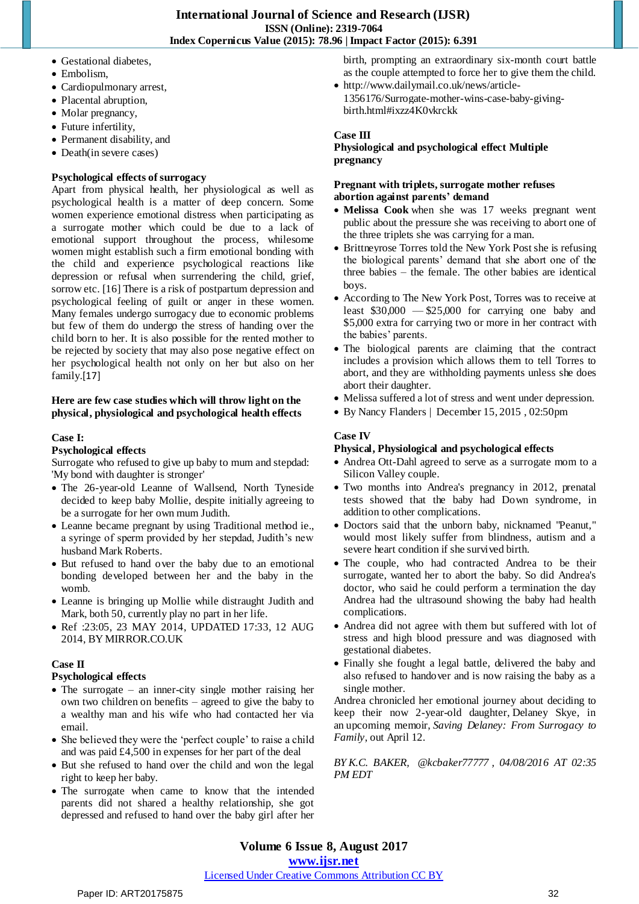- Gestational diabetes,
- Embolism,
- Cardiopulmonary arrest,
- Placental abruption,
- Molar pregnancy,
- Future infertility,
- Permanent disability, and
- Death(in severe cases)

**Psychological effects of surrogacy**

Apart from physical health, her physiological as well as psychological health is a matter of deep concern. Some women experience emotional distress when participating as a surrogate mother which could be due to a lack of emotional support throughout the process, whilesome women might establish such a firm emotional bonding with the child and experience psychological reactions like depression or refusal when surrendering the child, grief, sorrow etc. [16] There is a risk of postpartum depression and psychological feeling of guilt or anger in these women. Many females undergo surrogacy due to economic problems but few of them do undergo the stress of handing over the child born to her. It is also possible for the rented mother to be rejected by society that may also pose negative effect on her psychological health not only on her but also on her family.[17]

**Here are few case studies which will throw light on the physical, physiological and psychological health effects**

**Case I:**

**Psychological effects**

Surrogate who refused to give up baby to mum and stepdad: 'My bond with daughter is stronger'

- The 26-year-old Leanne of Wallsend, North Tyneside decided to keep baby Mollie, despite initially agreeing to be a surrogate for her own mum Judith.
- Leanne became pregnant by using Traditional method ie., a syringe of sperm provided by her stepdad, Judith's new husband Mark Roberts.
- But refused to hand over the baby due to an emotional bonding developed between her and the baby in the womb.
- Leanne is bringing up Mollie while distraught Judith and Mark, both 50, currently play no part in her life.
- Ref :23:05, 23 MAY 2014, UPDATED 17:33, 12 AUG 2014, BY MIRROR.CO.UK

**Case II**

**Psychological effects**

- The surrogate – an inner-city single mother raising her own two children on benefits – agreed to give the baby to a wealthy man and his wife who had contacted her via email.
- She believed they were the 'perfect couple' to raise a child and was paid £4,500 in expenses for her part of the deal
- But she refused to hand over the child and won the legal right to keep her baby.
- The surrogate when came to know that the intended parents did not shared a healthy relationship, she got depressed and refused to hand over the baby girl after her birth, prompting an extraordinary six-month court battle as the couple attempted to force her to give them the child.
- http://www.dailymail.co.uk/news/article-1356176/Surrogate-mother-wins-case-baby-giving-birth.html#ixzz4K0vkrckk

**Case III**

**Physiological and psychological effect Multiple pregnancy**

**Pregnant with triplets, surrogate mother refuses abortion against parents' demand**

- **Melissa Cook** when she was 17 weeks pregnant went public about the pressure she was receiving to abort one of the three triplets she was carrying for a man.
- Brittneyrose Torres told the New York Post she is refusing the biological parents' demand that she abort one of the three babies – the female. The other babies are identical boys.
- According to The New York Post, Torres was to receive at least $30,000 — $25,000 for carrying one baby and $5,000 extra for carrying two or more in her contract with the babies' parents.
- The biological parents are claiming that the contract includes a provision which allows them to tell Torres to abort, and they are withholding payments unless she does abort their daughter.
- Melissa suffered a lot of stress and went under depression.
- By Nancy Flanders | December 15, 2015 , 02:50pm

**Case IV**

**Physical, Physiological and psychological effects**

- Andrea Ott-Dahl agreed to serve as a surrogate mom to a Silicon Valley couple.
- Two months into Andrea's pregnancy in 2012, prenatal tests showed that the baby had Down syndrome, in addition to other complications.
- Doctors said that the unborn baby, nicknamed "Peanut," would most likely suffer from blindness, autism and a severe heart condition if she survived birth.
- The couple, who had contracted Andrea to be their surrogate, wanted her to abort the baby. So did Andrea's doctor, who said he could perform a termination the day Andrea had the ultrasound showing the baby had health complications.
- Andrea did not agree with them but suffered with lot of stress and high blood pressure and was diagnosed with gestational diabetes.
- Finally she fought a legal battle, delivered the baby and also refused to handover and is now raising the baby as a single mother.

Andrea chronicled her emotional journey about deciding to keep their now 2-year-old daughter, Delaney Skye, in an upcoming memoir, *Saving Delaney: From Surrogacy to Family*, out April 12.

*BY K.C. BAKER, @kcbaker77777 , 04/08/2016 AT 02:35 PM EDT*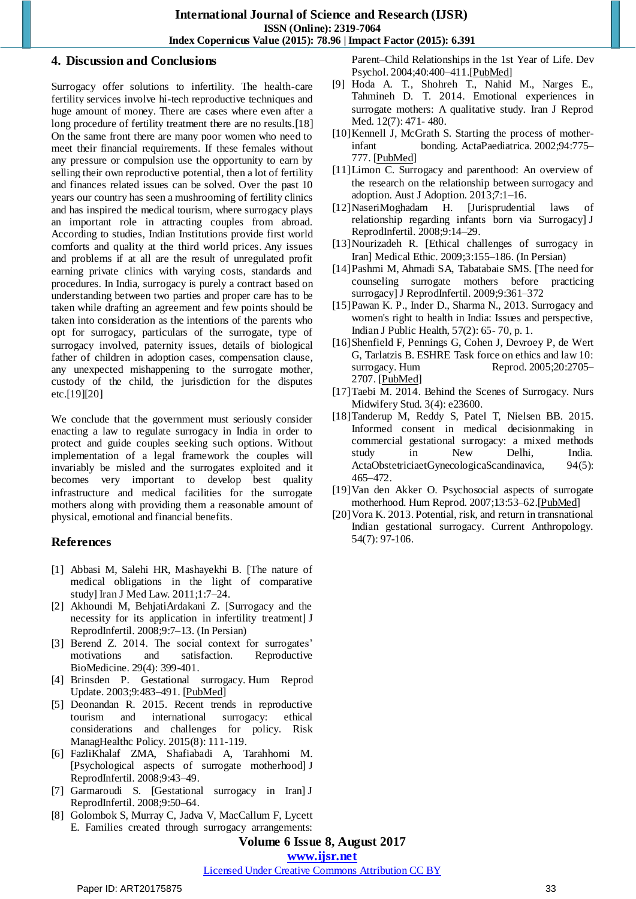## 4. Discussion and Conclusions

Surrogacy offer solutions to infertility. The health-care fertility services involve hi-tech reproductive techniques and huge amount of money. There are cases where even after a long procedure of fertility treatment there are no results.[18] On the same front there are many poor women who need to meet their financial requirements. If these females without any pressure or compulsion use the opportunity to earn by selling their own reproductive potential, then a lot of fertility and finances related issues can be solved. Over the past 10 years our country has seen a mushrooming of fertility clinics and has inspired the medical tourism, where surrogacy plays an important role in attracting couples from abroad. According to studies, Indian Institutions provide first world comforts and quality at the third world prices. Any issues and problems if at all are the result of unregulated profit earning private clinics with varying costs, standards and procedures. In India, surrogacy is purely a contract based on understanding between two parties and proper care has to be taken while drafting an agreement and few points should be taken into consideration as the intentions of the parents who opt for surrogacy, particulars of the surrogate, type of surrogacy involved, paternity issues, details of biological father of children in adoption cases, compensation clause, any unexpected mishappening to the surrogate mother, custody of the child, the jurisdiction for the disputes etc.[19][20]

We conclude that the government must seriously consider enacting a law to regulate surrogacy in India in order to protect and guide couples seeking such options. Without implementation of a legal framework the couples will invariably be misled and the surrogates exploited and it becomes very important to develop best quality infrastructure and medical facilities for the surrogate mothers along with providing them a reasonable amount of physical, emotional and financial benefits.

## References

[1] Abbasi M, Salehi HR, Mashayekhi B. [The nature of medical obligations in the light of comparative study] Iran J Med Law. 2011;1:7–24.

[2] Akhoundi M, BehjatiArdakani Z. [Surrogacy and the necessity for its application in infertility treatment] J ReprodInfertil. 2008;9:7–13. (In Persian)

[3] Berend Z. 2014. The social context for surrogates' motivations and satisfaction. Reproductive BioMedicine. 29(4): 399-401.

[4] Brinsden P. Gestational surrogacy. Hum Reprod Update. 2003;9:483–491. [PubMed]

[5] Deonandan R. 2015. Recent trends in reproductive tourism and international surrogacy: ethical considerations and challenges for policy. Risk ManagHealthc Policy. 2015(8): 111-119.

[6] FazliKhalaf ZMA, Shafiabadi A, Tarahhomi M. [Psychological aspects of surrogate motherhood] J ReprodInfertil. 2008;9:43–49.

[7] Garmaroudi S. [Gestational surrogacy in Iran] J ReprodInfertil. 2008;9:50–64.

[8] Golombok S, Murray C, Jadva V, MacCallum F, Lycett E. Families created through surrogacy arrangements: Parent–Child Relationships in the 1st Year of Life. Dev Psychol. 2004;40:400–411.[PubMed]

[9] Hoda A. T., Shohreh T., Nahid M., Narges E., Tahmineh D. T. 2014. Emotional experiences in surrogate mothers: A qualitative study. Iran J Reprod Med. 12(7): 471- 480.

[10] Kennell J, McGrath S. Starting the process of mother-infant bonding. ActaPaediatrica. 2002;94:775–777. [PubMed]

[11] Limon C. Surrogacy and parenthood: An overview of the research on the relationship between surrogacy and adoption. Aust J Adoption. 2013;7:1–16.

[12] NaseriMoghadam H. [Jurisprudential laws of relationship regarding infants born via Surrogacy] J ReprodInfertil. 2008;9:14–29.

[13] Nourizadeh R. [Ethical challenges of surrogacy in Iran] Medical Ethic. 2009;3:155–186. (In Persian)

[14] Pashmi M, Ahmadi SA, Tabatabaie SMS. [The need for counseling surrogate mothers before practicing surrogacy] J ReprodInfertil. 2009;9:361–372

[15] Pawan K. P., Inder D., Sharma N., 2013. Surrogacy and women's right to health in India: Issues and perspective, Indian J Public Health, 57(2): 65- 70, p. 1.

[16] Shenfield F, Pennings G, Cohen J, Devroey P, de Wert G, Tarlatzis B. ESHRE Task force on ethics and law 10: surrogacy. Hum Reprod. 2005;20:2705–2707. [PubMed]

[17] Taebi M. 2014. Behind the Scenes of Surrogacy. Nurs Midwifery Stud. 3(4): e23600.

[18] Tanderup M, Reddy S, Patel T, Nielsen BB. 2015. Informed consent in medical decisionmaking in commercial gestational surrogacy: a mixed methods study in New Delhi, India. ActaObstetriciaetGynecologicaScandinavica, 94(5): 465–472.

[19] Van den Akker O. Psychosocial aspects of surrogate motherhood. Hum Reprod. 2007;13:53–62.[PubMed]

[20] Vora K. 2013. Potential, risk, and return in transnational Indian gestational surrogacy. Current Anthropology. 54(7): 97-106.